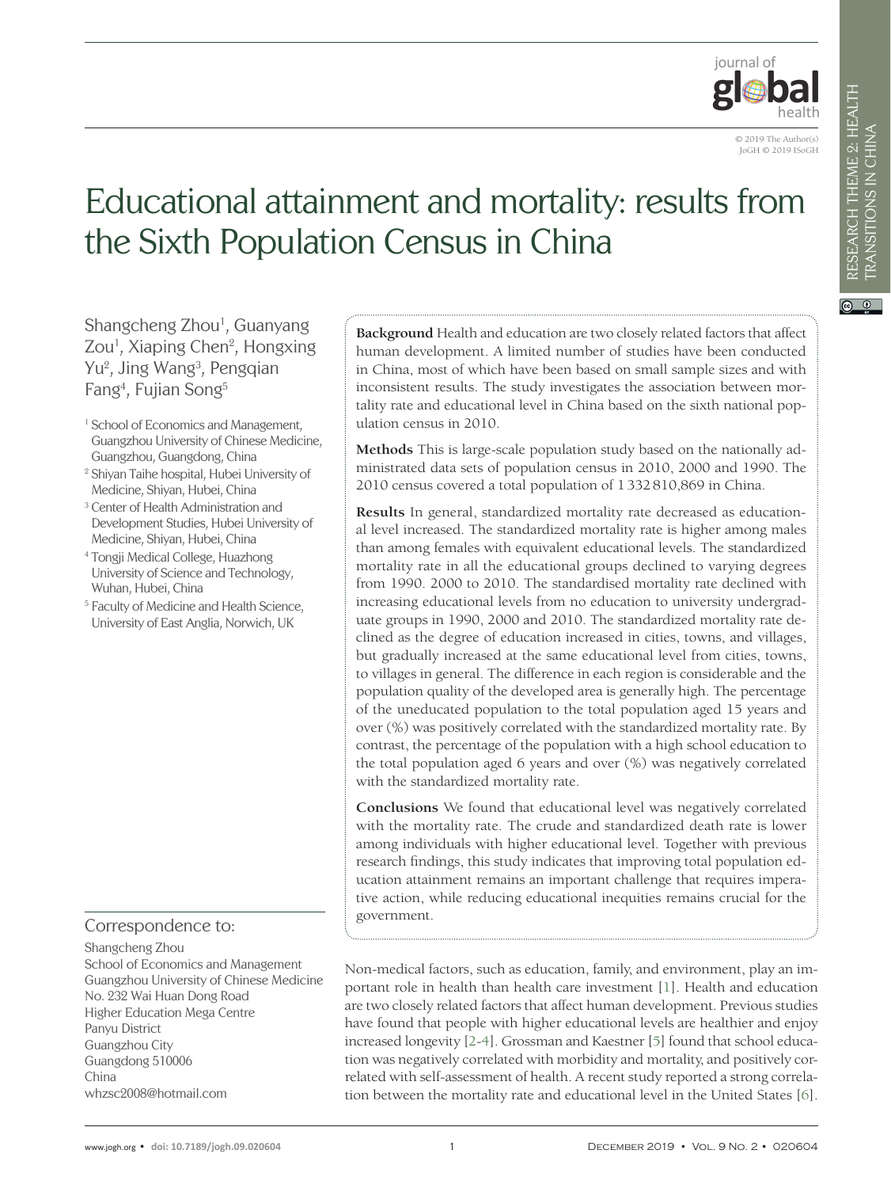# Educational attainment and mortality: results from the Sixth Population Census in China

Shangcheng Zhou[1], Guanyang Zou[1], Xiaping Chen[2], Hongxing Yu[2], Jing Wang[3], Pengqian Fang[4], Fujian Song[5]

[1] School of Economics and Management, Guangzhou University of Chinese Medicine, Guangzhou, Guangdong, China

[2] Shiyan Taihe hospital, Hubei University of Medicine, Shiyan, Hubei, China

[3] Center of Health Administration and Development Studies, Hubei University of Medicine, Shiyan, Hubei, China

[4] Tongji Medical College, Huazhong University of Science and Technology, Wuhan, Hubei, China

[5] Faculty of Medicine and Health Science, University of East Anglia, Norwich, UK

**Background** Health and education are two closely related factors that affect human development. A limited number of studies have been conducted in China, most of which have been based on small sample sizes and with inconsistent results. The study investigates the association between mortality rate and educational level in China based on the sixth national population census in 2010.

**Methods** This is large-scale population study based on the nationally administrated data sets of population census in 2010, 2000 and 1990. The 2010 census covered a total population of 1 332 810,869 in China.

**Results** In general, standardized mortality rate decreased as educational level increased. The standardized mortality rate is higher among males than among females with equivalent educational levels. The standardized mortality rate in all the educational groups declined to varying degrees from 1990. 2000 to 2010. The standardised mortality rate declined with increasing educational levels from no education to university undergraduate groups in 1990, 2000 and 2010. The standardized mortality rate declined as the degree of education increased in cities, towns, and villages, but gradually increased at the same educational level from cities, towns, to villages in general. The difference in each region is considerable and the population quality of the developed area is generally high. The percentage of the uneducated population to the total population aged 15 years and over (%) was positively correlated with the standardized mortality rate. By contrast, the percentage of the population with a high school education to the total population aged 6 years and over (%) was negatively correlated with the standardized mortality rate.

**Conclusions** We found that educational level was negatively correlated with the mortality rate. The crude and standardized death rate is lower among individuals with higher educational level. Together with previous research findings, this study indicates that improving total population education attainment remains an important challenge that requires imperative action, while reducing educational inequities remains crucial for the government.

Correspondence to:

Shangcheng Zhou
School of Economics and Management
Guangzhou University of Chinese Medicine
No. 232 Wai Huan Dong Road
Higher Education Mega Centre
Panyu District
Guangzhou City
Guangdong 510006
China
whzsc2008@hotmail.com

Non-medical factors, such as education, family, and environment, play an important role in health than health care investment [1]. Health and education are two closely related factors that affect human development. Previous studies have found that people with higher educational levels are healthier and enjoy increased longevity [2-4]. Grossman and Kaestner [5] found that school education was negatively correlated with morbidity and mortality, and positively correlated with self-assessment of health. A recent study reported a strong correlation between the mortality rate and educational level in the United States [6].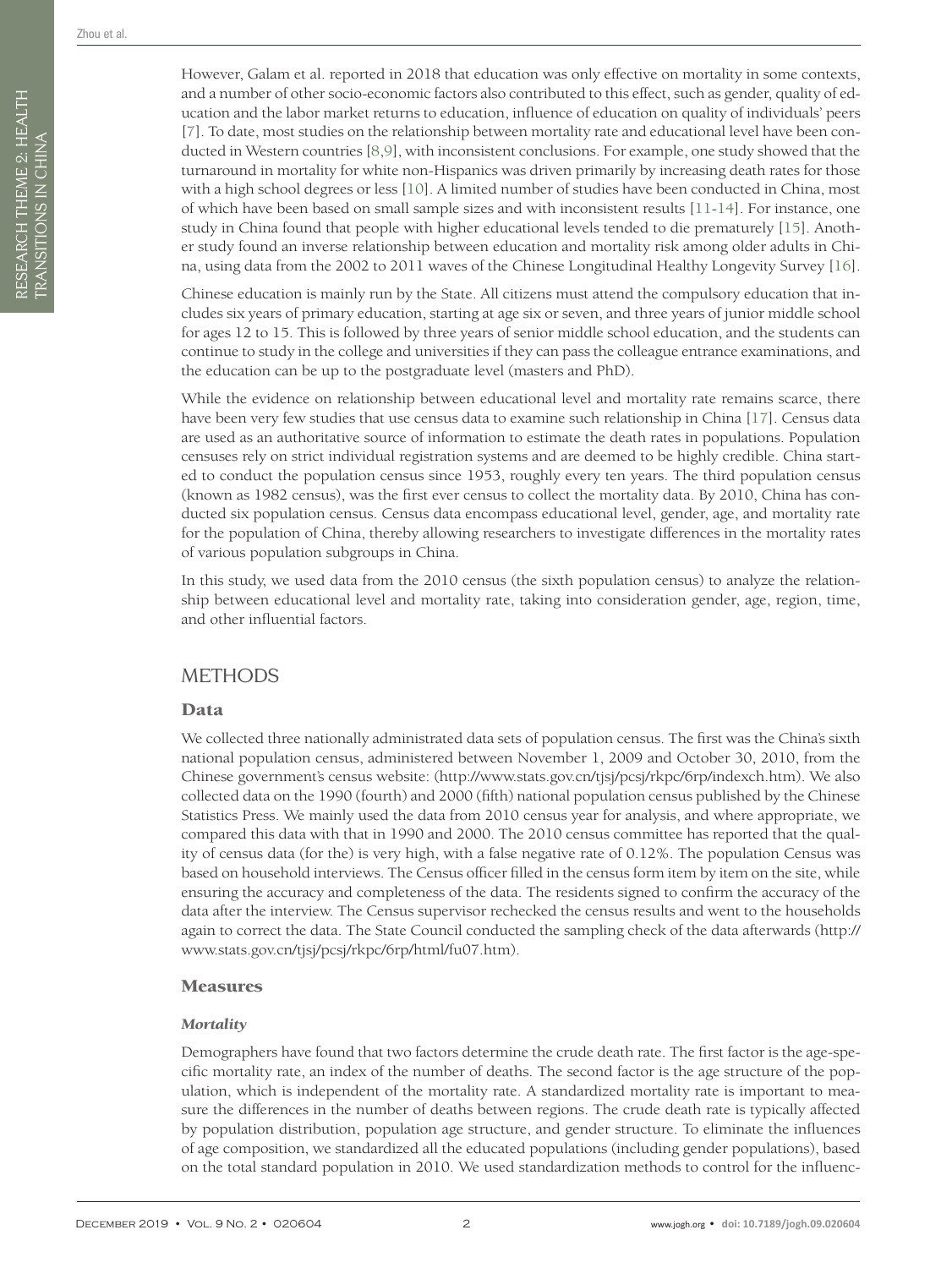However, Galam et al. reported in 2018 that education was only effective on mortality in some contexts, and a number of other socio-economic factors also contributed to this effect, such as gender, quality of education and the labor market returns to education, influence of education on quality of individuals' peers [7]. To date, most studies on the relationship between mortality rate and educational level have been conducted in Western countries [8,9], with inconsistent conclusions. For example, one study showed that the turnaround in mortality for white non-Hispanics was driven primarily by increasing death rates for those with a high school degrees or less [10]. A limited number of studies have been conducted in China, most of which have been based on small sample sizes and with inconsistent results [11-14]. For instance, one study in China found that people with higher educational levels tended to die prematurely [15]. Another study found an inverse relationship between education and mortality risk among older adults in China, using data from the 2002 to 2011 waves of the Chinese Longitudinal Healthy Longevity Survey [16].

Chinese education is mainly run by the State. All citizens must attend the compulsory education that includes six years of primary education, starting at age six or seven, and three years of junior middle school for ages 12 to 15. This is followed by three years of senior middle school education, and the students can continue to study in the college and universities if they can pass the colleague entrance examinations, and the education can be up to the postgraduate level (masters and PhD).

While the evidence on relationship between educational level and mortality rate remains scarce, there have been very few studies that use census data to examine such relationship in China [17]. Census data are used as an authoritative source of information to estimate the death rates in populations. Population censuses rely on strict individual registration systems and are deemed to be highly credible. China started to conduct the population census since 1953, roughly every ten years. The third population census (known as 1982 census), was the first ever census to collect the mortality data. By 2010, China has conducted six population census. Census data encompass educational level, gender, age, and mortality rate for the population of China, thereby allowing researchers to investigate differences in the mortality rates of various population subgroups in China.

In this study, we used data from the 2010 census (the sixth population census) to analyze the relationship between educational level and mortality rate, taking into consideration gender, age, region, time, and other influential factors.

## METHODS

### Data

We collected three nationally administrated data sets of population census. The first was the China's sixth national population census, administered between November 1, 2009 and October 30, 2010, from the Chinese government's census website: (http://www.stats.gov.cn/tjsj/pcsj/rkpc/6rp/indexch.htm). We also collected data on the 1990 (fourth) and 2000 (fifth) national population census published by the Chinese Statistics Press. We mainly used the data from 2010 census year for analysis, and where appropriate, we compared this data with that in 1990 and 2000. The 2010 census committee has reported that the quality of census data (for the) is very high, with a false negative rate of 0.12%. The population Census was based on household interviews. The Census officer filled in the census form item by item on the site, while ensuring the accuracy and completeness of the data. The residents signed to confirm the accuracy of the data after the interview. The Census supervisor rechecked the census results and went to the households again to correct the data. The State Council conducted the sampling check of the data afterwards (http://www.stats.gov.cn/tjsj/pcsj/rkpc/6rp/html/fu07.htm).

### Measures

#### *Mortality*

Demographers have found that two factors determine the crude death rate. The first factor is the age-specific mortality rate, an index of the number of deaths. The second factor is the age structure of the population, which is independent of the mortality rate. A standardized mortality rate is important to measure the differences in the number of deaths between regions. The crude death rate is typically affected by population distribution, population age structure, and gender structure. To eliminate the influences of age composition, we standardized all the educated populations (including gender populations), based on the total standard population in 2010. We used standardization methods to control for the influenc-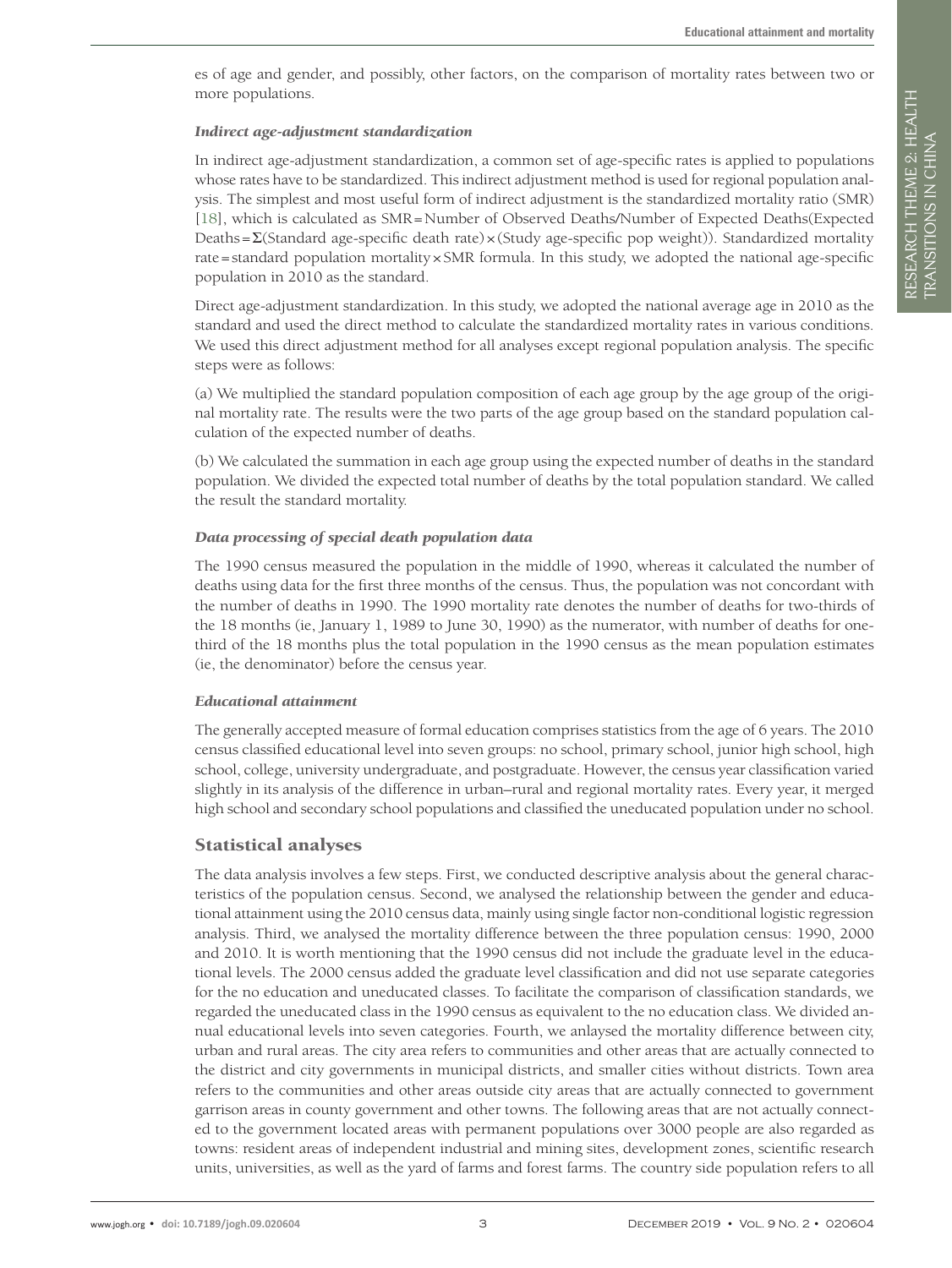es of age and gender, and possibly, other factors, on the comparison of mortality rates between two or more populations.

### *Indirect age-adjustment standardization*

In indirect age-adjustment standardization, a common set of age-specific rates is applied to populations whose rates have to be standardized. This indirect adjustment method is used for regional population analysis. The simplest and most useful form of indirect adjustment is the standardized mortality ratio (SMR) [18], which is calculated as SMR = Number of Observed Deaths/Number of Expected Deaths(Expected Deaths = Σ(Standard age-specific death rate) × (Study age-specific pop weight)). Standardized mortality rate = standard population mortality × SMR formula. In this study, we adopted the national age-specific population in 2010 as the standard.

Direct age-adjustment standardization. In this study, we adopted the national average age in 2010 as the standard and used the direct method to calculate the standardized mortality rates in various conditions. We used this direct adjustment method for all analyses except regional population analysis. The specific steps were as follows:

(a) We multiplied the standard population composition of each age group by the age group of the original mortality rate. The results were the two parts of the age group based on the standard population calculation of the expected number of deaths.

(b) We calculated the summation in each age group using the expected number of deaths in the standard population. We divided the expected total number of deaths by the total population standard. We called the result the standard mortality.

### *Data processing of special death population data*

The 1990 census measured the population in the middle of 1990, whereas it calculated the number of deaths using data for the first three months of the census. Thus, the population was not concordant with the number of deaths in 1990. The 1990 mortality rate denotes the number of deaths for two-thirds of the 18 months (ie, January 1, 1989 to June 30, 1990) as the numerator, with number of deaths for one-third of the 18 months plus the total population in the 1990 census as the mean population estimates (ie, the denominator) before the census year.

### *Educational attainment*

The generally accepted measure of formal education comprises statistics from the age of 6 years. The 2010 census classified educational level into seven groups: no school, primary school, junior high school, high school, college, university undergraduate, and postgraduate. However, the census year classification varied slightly in its analysis of the difference in urban–rural and regional mortality rates. Every year, it merged high school and secondary school populations and classified the uneducated population under no school.

## Statistical analyses

The data analysis involves a few steps. First, we conducted descriptive analysis about the general characteristics of the population census. Second, we analysed the relationship between the gender and educational attainment using the 2010 census data, mainly using single factor non-conditional logistic regression analysis. Third, we analysed the mortality difference between the three population census: 1990, 2000 and 2010. It is worth mentioning that the 1990 census did not include the graduate level in the educational levels. The 2000 census added the graduate level classification and did not use separate categories for the no education and uneducated classes. To facilitate the comparison of classification standards, we regarded the uneducated class in the 1990 census as equivalent to the no education class. We divided annual educational levels into seven categories. Fourth, we anlaysed the mortality difference between city, urban and rural areas. The city area refers to communities and other areas that are actually connected to the district and city governments in municipal districts, and smaller cities without districts. Town area refers to the communities and other areas outside city areas that are actually connected to government garrison areas in county government and other towns. The following areas that are not actually connected to the government located areas with permanent populations over 3000 people are also regarded as towns: resident areas of independent industrial and mining sites, development zones, scientific research units, universities, as well as the yard of farms and forest farms. The country side population refers to all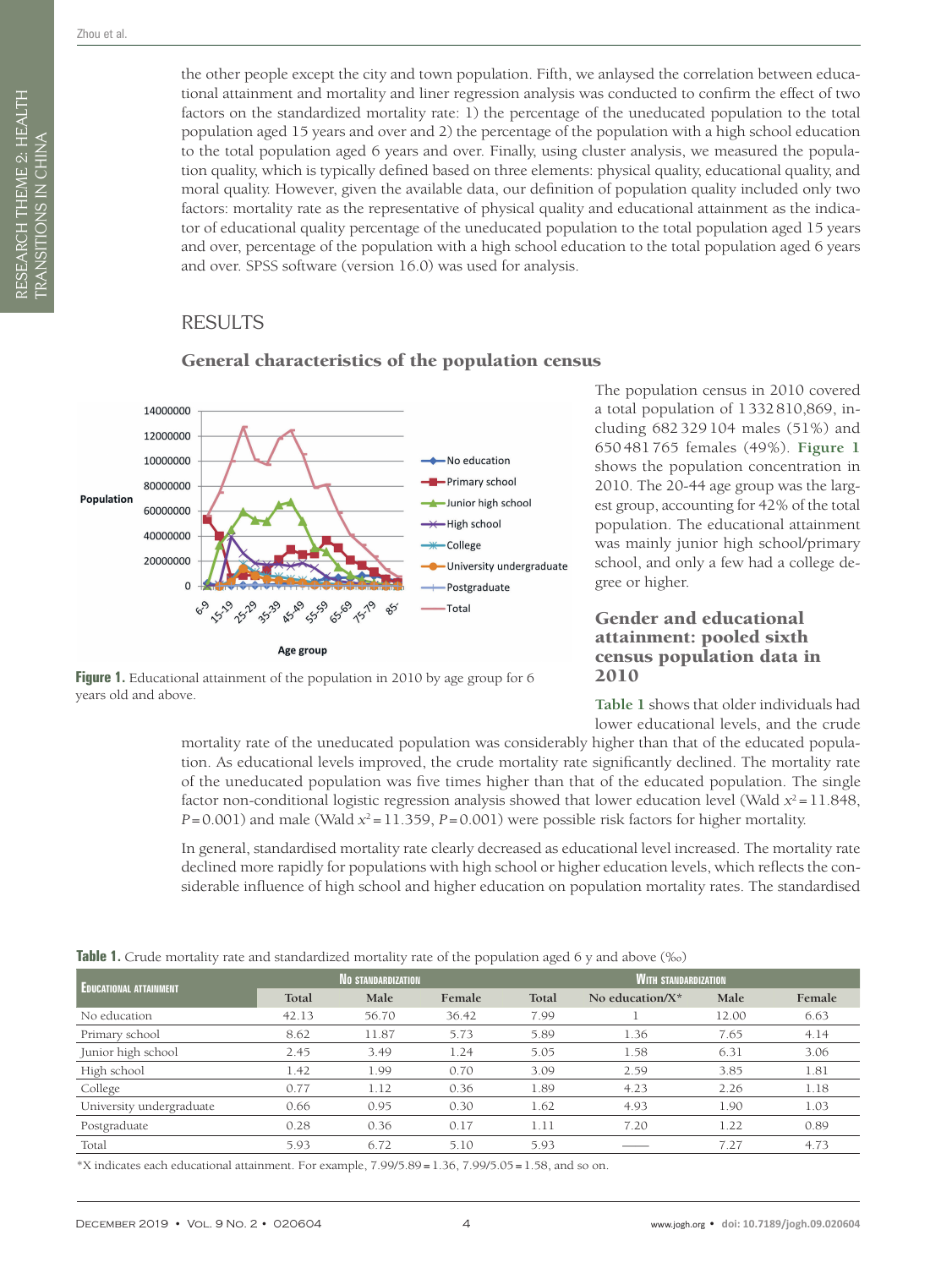the other people except the city and town population. Fifth, we anlaysed the correlation between educational attainment and mortality and liner regression analysis was conducted to confirm the effect of two factors on the standardized mortality rate: 1) the percentage of the uneducated population to the total population aged 15 years and over and 2) the percentage of the population with a high school education to the total population aged 6 years and over. Finally, using cluster analysis, we measured the population quality, which is typically defined based on three elements: physical quality, educational quality, and moral quality. However, given the available data, our definition of population quality included only two factors: mortality rate as the representative of physical quality and educational attainment as the indicator of educational quality percentage of the uneducated population to the total population aged 15 years and over, percentage of the population with a high school education to the total population aged 6 years and over. SPSS software (version 16.0) was used for analysis.

# RESULTS

## General characteristics of the population census

The population census in 2010 covered a total population of 1 332 810,869, including 682 329 104 males (51%) and 650 481 765 females (49%). Figure 1 shows the population concentration in 2010. The 20-44 age group was the largest group, accounting for 42% of the total population. The educational attainment was mainly junior high school/primary school, and only a few had a college degree or higher.

**Figure 1.** Educational attainment of the population in 2010 by age group for 6 years old and above.

## Gender and educational attainment: pooled sixth census population data in 2010

Table 1 shows that older individuals had lower educational levels, and the crude mortality rate of the uneducated population was considerably higher than that of the educated population. As educational levels improved, the crude mortality rate significantly declined. The mortality rate of the uneducated population was five times higher than that of the educated population. The single factor non-conditional logistic regression analysis showed that lower education level (Wald $x^2 = 11.848$, $P = 0.001$) and male (Wald $x^2 = 11.359$, $P = 0.001$) were possible risk factors for higher mortality.

In general, standardised mortality rate clearly decreased as educational level increased. The mortality rate declined more rapidly for populations with high school or higher education levels, which reflects the considerable influence of high school and higher education on population mortality rates. The standardised

**Table 1.** Crude mortality rate and standardized mortality rate of the population aged 6 y and above (‰)

| Educational attainment | No standardization | | | With standardization | | | |
|---|---|---|---|---|---|---|---|
| | Total | Male | Female | Total | No education/X* | Male | Female |
| No education | 42.13 | 56.70 | 36.42 | 7.99 | 1 | 12.00 | 6.63 |
| Primary school | 8.62 | 11.87 | 5.73 | 5.89 | 1.36 | 7.65 | 4.14 |
| Junior high school | 2.45 | 3.49 | 1.24 | 5.05 | 1.58 | 6.31 | 3.06 |
| High school | 1.42 | 1.99 | 0.70 | 3.09 | 2.59 | 3.85 | 1.81 |
| College | 0.77 | 1.12 | 0.36 | 1.89 | 4.23 | 2.26 | 1.18 |
| University undergraduate | 0.66 | 0.95 | 0.30 | 1.62 | 4.93 | 1.90 | 1.03 |
| Postgraduate | 0.28 | 0.36 | 0.17 | 1.11 | 7.20 | 1.22 | 0.89 |
| Total | 5.93 | 6.72 | 5.10 | 5.93 | —— | 7.27 | 4.73 |

*X indicates each educational attainment. For example, 7.99/5.89 = 1.36, 7.99/5.05 = 1.58, and so on.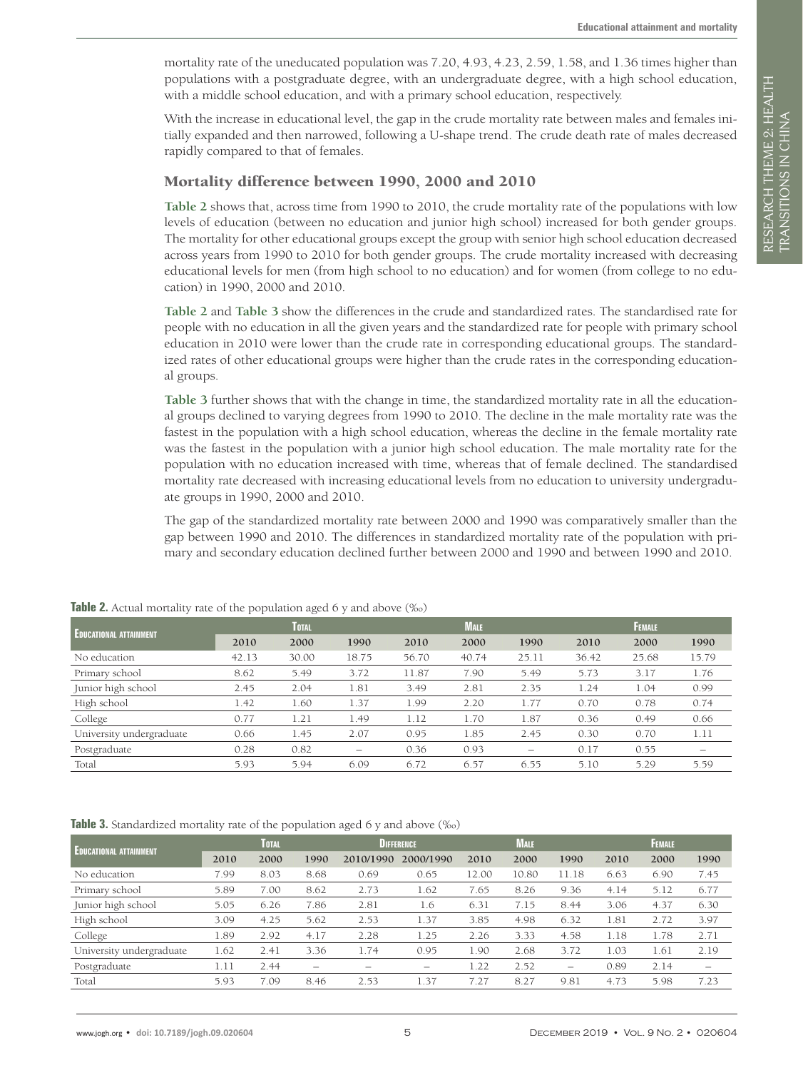mortality rate of the uneducated population was 7.20, 4.93, 4.23, 2.59, 1.58, and 1.36 times higher than populations with a postgraduate degree, with an undergraduate degree, with a high school education, with a middle school education, and with a primary school education, respectively.

With the increase in educational level, the gap in the crude mortality rate between males and females initially expanded and then narrowed, following a U-shape trend. The crude death rate of males decreased rapidly compared to that of females.

## Mortality difference between 1990, 2000 and 2010

**Table 2** shows that, across time from 1990 to 2010, the crude mortality rate of the populations with low levels of education (between no education and junior high school) increased for both gender groups. The mortality for other educational groups except the group with senior high school education decreased across years from 1990 to 2010 for both gender groups. The crude mortality increased with decreasing educational levels for men (from high school to no education) and for women (from college to no education) in 1990, 2000 and 2010.

**Table 2** and **Table 3** show the differences in the crude and standardized rates. The standardised rate for people with no education in all the given years and the standardized rate for people with primary school education in 2010 were lower than the crude rate in corresponding educational groups. The standardized rates of other educational groups were higher than the crude rates in the corresponding educational groups.

**Table 3** further shows that with the change in time, the standardized mortality rate in all the educational groups declined to varying degrees from 1990 to 2010. The decline in the male mortality rate was the fastest in the population with a high school education, whereas the decline in the female mortality rate was the fastest in the population with a junior high school education. The male mortality rate for the population with no education increased with time, whereas that of female declined. The standardised mortality rate decreased with increasing educational levels from no education to university undergraduate groups in 1990, 2000 and 2010.

The gap of the standardized mortality rate between 2000 and 1990 was comparatively smaller than the gap between 1990 and 2010. The differences in standardized mortality rate of the population with primary and secondary education declined further between 2000 and 1990 and between 1990 and 2010.

**Table 2.** Actual mortality rate of the population aged 6 y and above (‰)

| Educational attainment | Total | | | Male | | | Female | | |
|---|---|---|---|---|---|---|---|---|---|
| | 2010 | 2000 | 1990 | 2010 | 2000 | 1990 | 2010 | 2000 | 1990 |
| No education | 42.13 | 30.00 | 18.75 | 56.70 | 40.74 | 25.11 | 36.42 | 25.68 | 15.79 |
| Primary school | 8.62 | 5.49 | 3.72 | 11.87 | 7.90 | 5.49 | 5.73 | 3.17 | 1.76 |
| Junior high school | 2.45 | 2.04 | 1.81 | 3.49 | 2.81 | 2.35 | 1.24 | 1.04 | 0.99 |
| High school | 1.42 | 1.60 | 1.37 | 1.99 | 2.20 | 1.77 | 0.70 | 0.78 | 0.74 |
| College | 0.77 | 1.21 | 1.49 | 1.12 | 1.70 | 1.87 | 0.36 | 0.49 | 0.66 |
| University undergraduate | 0.66 | 1.45 | 2.07 | 0.95 | 1.85 | 2.45 | 0.30 | 0.70 | 1.11 |
| Postgraduate | 0.28 | 0.82 | – | 0.36 | 0.93 | – | 0.17 | 0.55 | – |
| Total | 5.93 | 5.94 | 6.09 | 6.72 | 6.57 | 6.55 | 5.10 | 5.29 | 5.59 |

**Table 3.** Standardized mortality rate of the population aged 6 y and above (‰)

| Educational attainment | Total | | | Difference | | Male | | | Female | | |
|---|---|---|---|---|---|---|---|---|---|---|---|
| | 2010 | 2000 | 1990 | 2010/1990 | 2000/1990 | 2010 | 2000 | 1990 | 2010 | 2000 | 1990 |
| No education | 7.99 | 8.03 | 8.68 | 0.69 | 0.65 | 12.00 | 10.80 | 11.18 | 6.63 | 6.90 | 7.45 |
| Primary school | 5.89 | 7.00 | 8.62 | 2.73 | 1.62 | 7.65 | 8.26 | 9.36 | 4.14 | 5.12 | 6.77 |
| Junior high school | 5.05 | 6.26 | 7.86 | 2.81 | 1.6 | 6.31 | 7.15 | 8.44 | 3.06 | 4.37 | 6.30 |
| High school | 3.09 | 4.25 | 5.62 | 2.53 | 1.37 | 3.85 | 4.98 | 6.32 | 1.81 | 2.72 | 3.97 |
| College | 1.89 | 2.92 | 4.17 | 2.28 | 1.25 | 2.26 | 3.33 | 4.58 | 1.18 | 1.78 | 2.71 |
| University undergraduate | 1.62 | 2.41 | 3.36 | 1.74 | 0.95 | 1.90 | 2.68 | 3.72 | 1.03 | 1.61 | 2.19 |
| Postgraduate | 1.11 | 2.44 | – | – | – | 1.22 | 2.52 | – | 0.89 | 2.14 | – |
| Total | 5.93 | 7.09 | 8.46 | 2.53 | 1.37 | 7.27 | 8.27 | 9.81 | 4.73 | 5.98 | 7.23 |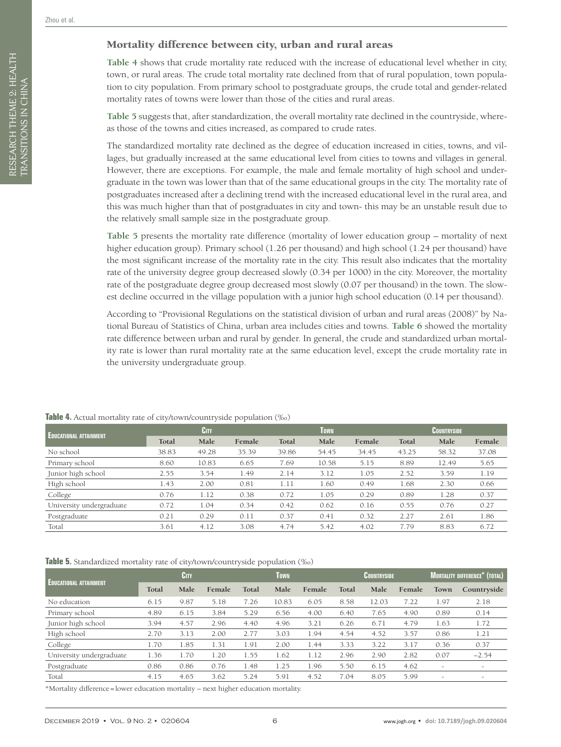## Mortality difference between city, urban and rural areas

**Table 4** shows that crude mortality rate reduced with the increase of educational level whether in city, town, or rural areas. The crude total mortality rate declined from that of rural population, town population to city population. From primary school to postgraduate groups, the crude total and gender-related mortality rates of towns were lower than those of the cities and rural areas.

**Table 5** suggests that, after standardization, the overall mortality rate declined in the countryside, whereas those of the towns and cities increased, as compared to crude rates.

The standardized mortality rate declined as the degree of education increased in cities, towns, and villages, but gradually increased at the same educational level from cities to towns and villages in general. However, there are exceptions. For example, the male and female mortality of high school and undergraduate in the town was lower than that of the same educational groups in the city. The mortality rate of postgraduates increased after a declining trend with the increased educational level in the rural area, and this was much higher than that of postgraduates in city and town- this may be an unstable result due to the relatively small sample size in the postgraduate group.

**Table 5** presents the mortality rate difference (mortality of lower education group – mortality of next higher education group). Primary school (1.26 per thousand) and high school (1.24 per thousand) have the most significant increase of the mortality rate in the city. This result also indicates that the mortality rate of the university degree group decreased slowly (0.34 per 1000) in the city. Moreover, the mortality rate of the postgraduate degree group decreased most slowly (0.07 per thousand) in the town. The slowest decline occurred in the village population with a junior high school education (0.14 per thousand).

According to "Provisional Regulations on the statistical division of urban and rural areas (2008)" by National Bureau of Statistics of China, urban area includes cities and towns. **Table 6** showed the mortality rate difference between urban and rural by gender. In general, the crude and standardized urban mortality rate is lower than rural mortality rate at the same education level, except the crude mortality rate in the university undergraduate group.

**Table 4.** Actual mortality rate of city/town/countryside population (‰)

| Educational attainment | City | | | Town | | | Countryside | | |
|---|---|---|---|---|---|---|---|---|---|
| | Total | Male | Female | Total | Male | Female | Total | Male | Female |
| No school | 38.83 | 49.28 | 35.39 | 39.86 | 54.45 | 34.45 | 43.25 | 58.32 | 37.08 |
| Primary school | 8.60 | 10.83 | 6.65 | 7.69 | 10.58 | 5.15 | 8.89 | 12.49 | 5.65 |
| Junior high school | 2.55 | 3.54 | 1.49 | 2.14 | 3.12 | 1.05 | 2.52 | 3.59 | 1.19 |
| High school | 1.43 | 2.00 | 0.81 | 1.11 | 1.60 | 0.49 | 1.68 | 2.30 | 0.66 |
| College | 0.76 | 1.12 | 0.38 | 0.72 | 1.05 | 0.29 | 0.89 | 1.28 | 0.37 |
| University undergraduate | 0.72 | 1.04 | 0.34 | 0.42 | 0.62 | 0.16 | 0.55 | 0.76 | 0.27 |
| Postgraduate | 0.21 | 0.29 | 0.11 | 0.37 | 0.41 | 0.32 | 2.27 | 2.61 | 1.86 |
| Total | 3.61 | 4.12 | 3.08 | 4.74 | 5.42 | 4.02 | 7.79 | 8.83 | 6.72 |

**Table 5.** Standardized mortality rate of city/town/countryside population (‰)

| Educational attainment | City | | | Town | | | Countryside | | | Mortality difference* (total) | |
|---|---|---|---|---|---|---|---|---|---|---|---|
| | Total | Male | Female | Total | Male | Female | Total | Male | Female | Town | Countryside |
| No education | 6.15 | 9.87 | 5.18 | 7.26 | 10.83 | 6.05 | 8.58 | 12.03 | 7.22 | 1.97 | 2.18 |
| Primary school | 4.89 | 6.15 | 3.84 | 5.29 | 6.56 | 4.00 | 6.40 | 7.65 | 4.90 | 0.89 | 0.14 |
| Junior high school | 3.94 | 4.57 | 2.96 | 4.40 | 4.96 | 3.21 | 6.26 | 6.71 | 4.79 | 1.63 | 1.72 |
| High school | 2.70 | 3.13 | 2.00 | 2.77 | 3.03 | 1.94 | 4.54 | 4.52 | 3.57 | 0.86 | 1.21 |
| College | 1.70 | 1.85 | 1.31 | 1.91 | 2.00 | 1.44 | 3.33 | 3.22 | 3.17 | 0.36 | 0.37 |
| University undergraduate | 1.36 | 1.70 | 1.20 | 1.55 | 1.62 | 1.12 | 2.96 | 2.90 | 2.82 | 0.07 | −2.54 |
| Postgraduate | 0.86 | 0.86 | 0.76 | 1.48 | 1.25 | 1.96 | 5.50 | 6.15 | 4.62 | - | - |
| Total | 4.15 | 4.65 | 3.62 | 5.24 | 5.91 | 4.52 | 7.04 | 8.05 | 5.99 | - | - |

*Mortality difference = lower education mortality – next higher education mortality.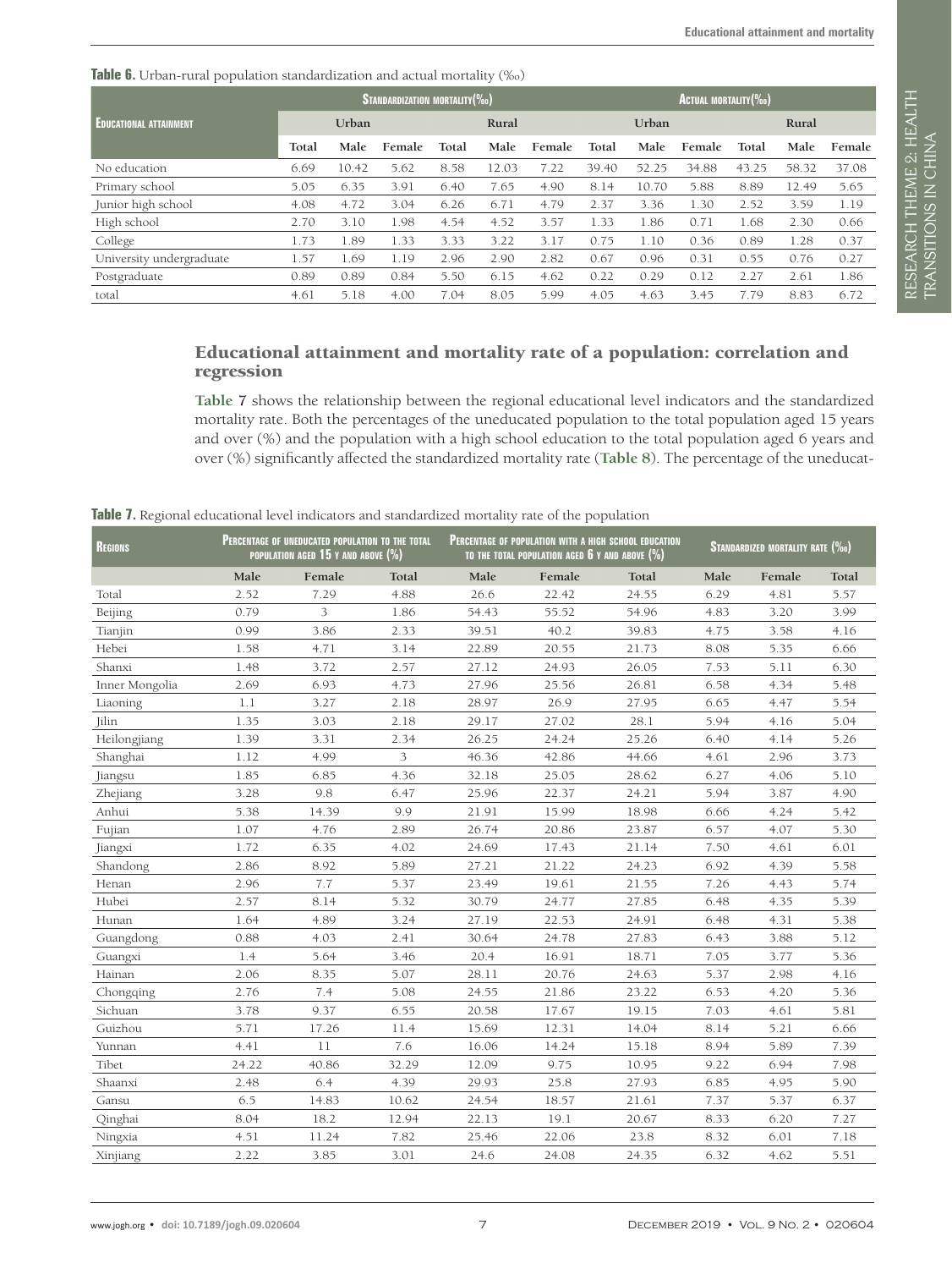**Table 6.** Urban-rural population standardization and actual mortality (‰)

| Educational attainment | Standardization mortality(‰) | | | | | | Actual mortality(‰) | | | | | |
|---|---|---|---|---|---|---|---|---|---|---|---|---|
| | Urban | | | Rural | | | Urban | | | Rural | | |
| | Total | Male | Female | Total | Male | Female | Total | Male | Female | Total | Male | Female |
| No education | 6.69 | 10.42 | 5.62 | 8.58 | 12.03 | 7.22 | 39.40 | 52.25 | 34.88 | 43.25 | 58.32 | 37.08 |
| Primary school | 5.05 | 6.35 | 3.91 | 6.40 | 7.65 | 4.90 | 8.14 | 10.70 | 5.88 | 8.89 | 12.49 | 5.65 |
| Junior high school | 4.08 | 4.72 | 3.04 | 6.26 | 6.71 | 4.79 | 2.37 | 3.36 | 1.30 | 2.52 | 3.59 | 1.19 |
| High school | 2.70 | 3.10 | 1.98 | 4.54 | 4.52 | 3.57 | 1.33 | 1.86 | 0.71 | 1.68 | 2.30 | 0.66 |
| College | 1.73 | 1.89 | 1.33 | 3.33 | 3.22 | 3.17 | 0.75 | 1.10 | 0.36 | 0.89 | 1.28 | 0.37 |
| University undergraduate | 1.57 | 1.69 | 1.19 | 2.96 | 2.90 | 2.82 | 0.67 | 0.96 | 0.31 | 0.55 | 0.76 | 0.27 |
| Postgraduate | 0.89 | 0.89 | 0.84 | 5.50 | 6.15 | 4.62 | 0.22 | 0.29 | 0.12 | 2.27 | 2.61 | 1.86 |
| total | 4.61 | 5.18 | 4.00 | 7.04 | 8.05 | 5.99 | 4.05 | 4.63 | 3.45 | 7.79 | 8.83 | 6.72 |

## Educational attainment and mortality rate of a population: correlation and regression

**Table 7** shows the relationship between the regional educational level indicators and the standardized mortality rate. Both the percentages of the uneducated population to the total population aged 15 years and over (%) and the population with a high school education to the total population aged 6 years and over (%) significantly affected the standardized mortality rate (**Table 8**). The percentage of the uneducat-

**Table 7.** Regional educational level indicators and standardized mortality rate of the population

| Regions | Percentage of uneducated population to the total population aged 15 y and above (%) | | | Percentage of population with a high school education to the total population aged 6 y and above (%) | | | Standardized mortality rate (‰) | | |
|---|---|---|---|---|---|---|---|---|---|
| | Male | Female | Total | Male | Female | Total | Male | Female | Total |
| Total | 2.52 | 7.29 | 4.88 | 26.6 | 22.42 | 24.55 | 6.29 | 4.81 | 5.57 |
| Beijing | 0.79 | 3 | 1.86 | 54.43 | 55.52 | 54.96 | 4.83 | 3.20 | 3.99 |
| Tianjin | 0.99 | 3.86 | 2.33 | 39.51 | 40.2 | 39.83 | 4.75 | 3.58 | 4.16 |
| Hebei | 1.58 | 4.71 | 3.14 | 22.89 | 20.55 | 21.73 | 8.08 | 5.35 | 6.66 |
| Shanxi | 1.48 | 3.72 | 2.57 | 27.12 | 24.93 | 26.05 | 7.53 | 5.11 | 6.30 |
| Inner Mongolia | 2.69 | 6.93 | 4.73 | 27.96 | 25.56 | 26.81 | 6.58 | 4.34 | 5.48 |
| Liaoning | 1.1 | 3.27 | 2.18 | 28.97 | 26.9 | 27.95 | 6.65 | 4.47 | 5.54 |
| Jilin | 1.35 | 3.03 | 2.18 | 29.17 | 27.02 | 28.1 | 5.94 | 4.16 | 5.04 |
| Heilongjiang | 1.39 | 3.31 | 2.34 | 26.25 | 24.24 | 25.26 | 6.40 | 4.14 | 5.26 |
| Shanghai | 1.12 | 4.99 | 3 | 46.36 | 42.86 | 44.66 | 4.61 | 2.96 | 3.73 |
| Jiangsu | 1.85 | 6.85 | 4.36 | 32.18 | 25.05 | 28.62 | 6.27 | 4.06 | 5.10 |
| Zhejiang | 3.28 | 9.8 | 6.47 | 25.96 | 22.37 | 24.21 | 5.94 | 3.87 | 4.90 |
| Anhui | 5.38 | 14.39 | 9.9 | 21.91 | 15.99 | 18.98 | 6.66 | 4.24 | 5.42 |
| Fujian | 1.07 | 4.76 | 2.89 | 26.74 | 20.86 | 23.87 | 6.57 | 4.07 | 5.30 |
| Jiangxi | 1.72 | 6.35 | 4.02 | 24.69 | 17.43 | 21.14 | 7.50 | 4.61 | 6.01 |
| Shandong | 2.86 | 8.92 | 5.89 | 27.21 | 21.22 | 24.23 | 6.92 | 4.39 | 5.58 |
| Henan | 2.96 | 7.7 | 5.37 | 23.49 | 19.61 | 21.55 | 7.26 | 4.43 | 5.74 |
| Hubei | 2.57 | 8.14 | 5.32 | 30.79 | 24.77 | 27.85 | 6.48 | 4.35 | 5.39 |
| Hunan | 1.64 | 4.89 | 3.24 | 27.19 | 22.53 | 24.91 | 6.48 | 4.31 | 5.38 |
| Guangdong | 0.88 | 4.03 | 2.41 | 30.64 | 24.78 | 27.83 | 6.43 | 3.88 | 5.12 |
| Guangxi | 1.4 | 5.64 | 3.46 | 20.4 | 16.91 | 18.71 | 7.05 | 3.77 | 5.36 |
| Hainan | 2.06 | 8.35 | 5.07 | 28.11 | 20.76 | 24.63 | 5.37 | 2.98 | 4.16 |
| Chongqing | 2.76 | 7.4 | 5.08 | 24.55 | 21.86 | 23.22 | 6.53 | 4.20 | 5.36 |
| Sichuan | 3.78 | 9.37 | 6.55 | 20.58 | 17.67 | 19.15 | 7.03 | 4.61 | 5.81 |
| Guizhou | 5.71 | 17.26 | 11.4 | 15.69 | 12.31 | 14.04 | 8.14 | 5.21 | 6.66 |
| Yunnan | 4.41 | 11 | 7.6 | 16.06 | 14.24 | 15.18 | 8.94 | 5.89 | 7.39 |
| Tibet | 24.22 | 40.86 | 32.29 | 12.09 | 9.75 | 10.95 | 9.22 | 6.94 | 7.98 |
| Shaanxi | 2.48 | 6.4 | 4.39 | 29.93 | 25.8 | 27.93 | 6.85 | 4.95 | 5.90 |
| Gansu | 6.5 | 14.83 | 10.62 | 24.54 | 18.57 | 21.61 | 7.37 | 5.37 | 6.37 |
| Qinghai | 8.04 | 18.2 | 12.94 | 22.13 | 19.1 | 20.67 | 8.33 | 6.20 | 7.27 |
| Ningxia | 4.51 | 11.24 | 7.82 | 25.46 | 22.06 | 23.8 | 8.32 | 6.01 | 7.18 |
| Xinjiang | 2.22 | 3.85 | 3.01 | 24.6 | 24.08 | 24.35 | 6.32 | 4.62 | 5.51 |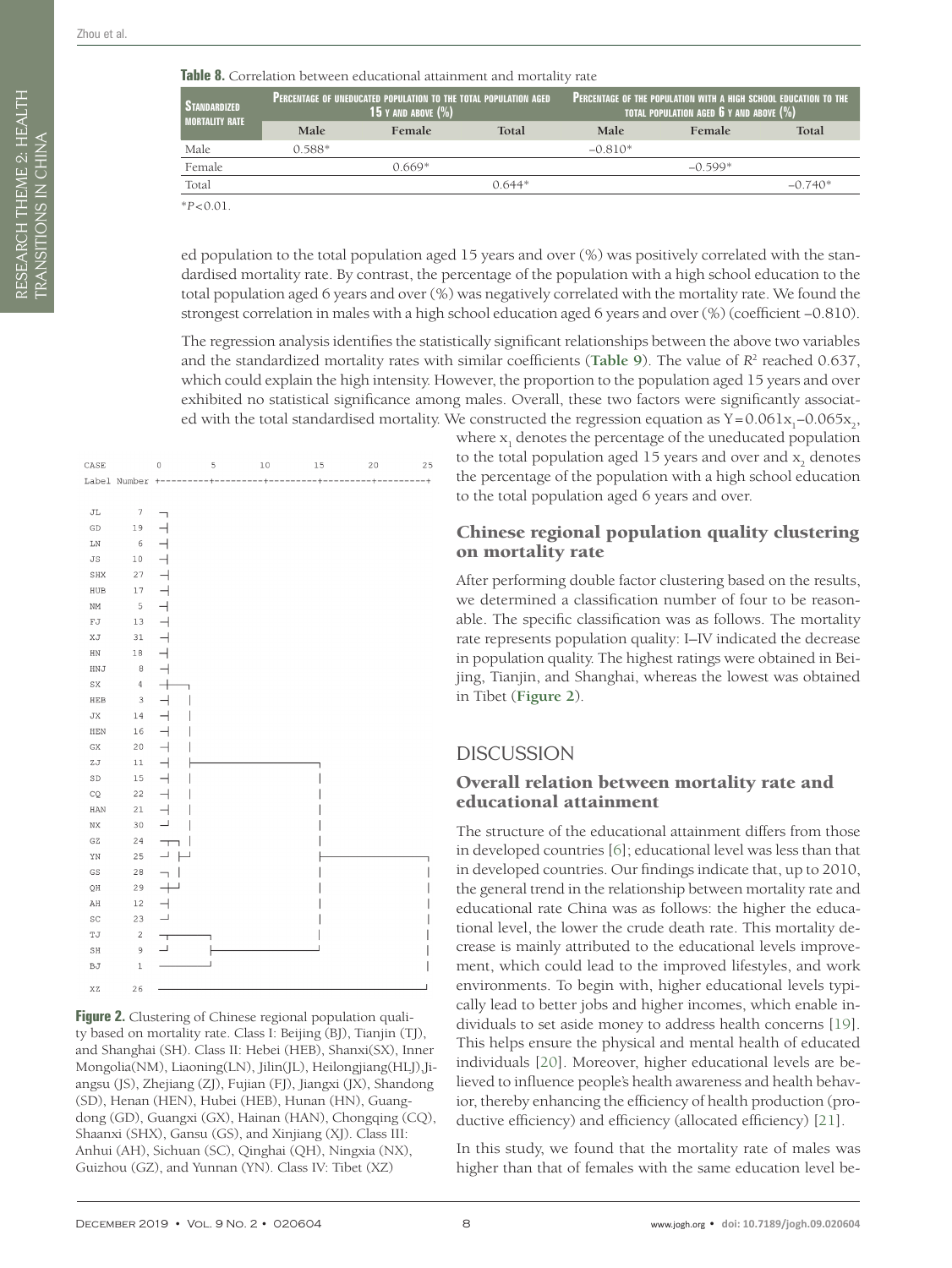**Table 8.** Correlation between educational attainment and mortality rate

| Standardized mortality rate | Percentage of uneducated population to the total population aged 15 y and above (%) | | | Percentage of the population with a high school education to the total population aged 6 y and above (%) | | |
|---|---|---|---|---|---|---|
| | Male | Female | Total | Male | Female | Total |
| Male | 0.588* | | | –0.810* | | |
| Female | | 0.669* | | | –0.599* | |
| Total | | | 0.644* | | | –0.740* |

*$P<0.01$.

ed population to the total population aged 15 years and over (%) was positively correlated with the standardised mortality rate. By contrast, the percentage of the population with a high school education to the total population aged 6 years and over (%) was negatively correlated with the mortality rate. We found the strongest correlation in males with a high school education aged 6 years and over (%) (coefficient –0.810).

The regression analysis identifies the statistically significant relationships between the above two variables and the standardized mortality rates with similar coefficients (**Table 9**). The value of $R^2$ reached 0.637, which could explain the high intensity. However, the proportion to the population aged 15 years and over exhibited no statistical significance among males. Overall, these two factors were significantly associated with the total standardised mortality. We constructed the regression equation as $Y=0.061x_1-0.065x_2$, where $x_1$ denotes the percentage of the uneducated population to the total population aged 15 years and over and $x_2$ denotes the percentage of the population with a high school education to the total population aged 6 years and over.

```
CASE          0         5        10        15        20        25
Label Number  +---------+---------+---------+---------+---------+

JL      7
GD     19
LN      6
JS     10
SHX    27
HUB    17
NM      5
FJ     13
XJ     31
HN     18
HNJ     8
SX      4
HEB     3
JX     14
HEN    16
GX     20
ZJ     11
SD     15
CQ     22
HAN    21
NX     30
GZ     24
YN     25
GS     28
QH     29
AH     12
SC     23
TJ      2
SH      9
BJ      1

XZ     26
```

**Figure 2.** Clustering of Chinese regional population quality based on mortality rate. Class I: Beijing (BJ), Tianjin (TJ), and Shanghai (SH). Class II: Hebei (HEB), Shanxi(SX), Inner Mongolia(NM), Liaoning(LN), Jilin(JL), Heilongjiang(HLJ),Jiangsu (JS), Zhejiang (ZJ), Fujian (FJ), Jiangxi (JX), Shandong (SD), Henan (HEN), Hubei (HEB), Hunan (HN), Guangdong (GD), Guangxi (GX), Hainan (HAN), Chongqing (CQ), Shaanxi (SHX), Gansu (GS), and Xinjiang (XJ). Class III: Anhui (AH), Sichuan (SC), Qinghai (QH), Ningxia (NX), Guizhou (GZ), and Yunnan (YN). Class IV: Tibet (XZ)

### Chinese regional population quality clustering on mortality rate

After performing double factor clustering based on the results, we determined a classification number of four to be reasonable. The specific classification was as follows. The mortality rate represents population quality: I–IV indicated the decrease in population quality. The highest ratings were obtained in Beijing, Tianjin, and Shanghai, whereas the lowest was obtained in Tibet (**Figure 2**).

## DISCUSSION

### Overall relation between mortality rate and educational attainment

The structure of the educational attainment differs from those in developed countries [6]; educational level was less than that in developed countries. Our findings indicate that, up to 2010, the general trend in the relationship between mortality rate and educational rate China was as follows: the higher the educational level, the lower the crude death rate. This mortality decrease is mainly attributed to the educational levels improvement, which could lead to the improved lifestyles, and work environments. To begin with, higher educational levels typically lead to better jobs and higher incomes, which enable individuals to set aside money to address health concerns [19]. This helps ensure the physical and mental health of educated individuals [20]. Moreover, higher educational levels are believed to influence people's health awareness and health behavior, thereby enhancing the efficiency of health production (productive efficiency) and efficiency (allocated efficiency) [21].

In this study, we found that the mortality rate of males was higher than that of females with the same education level be-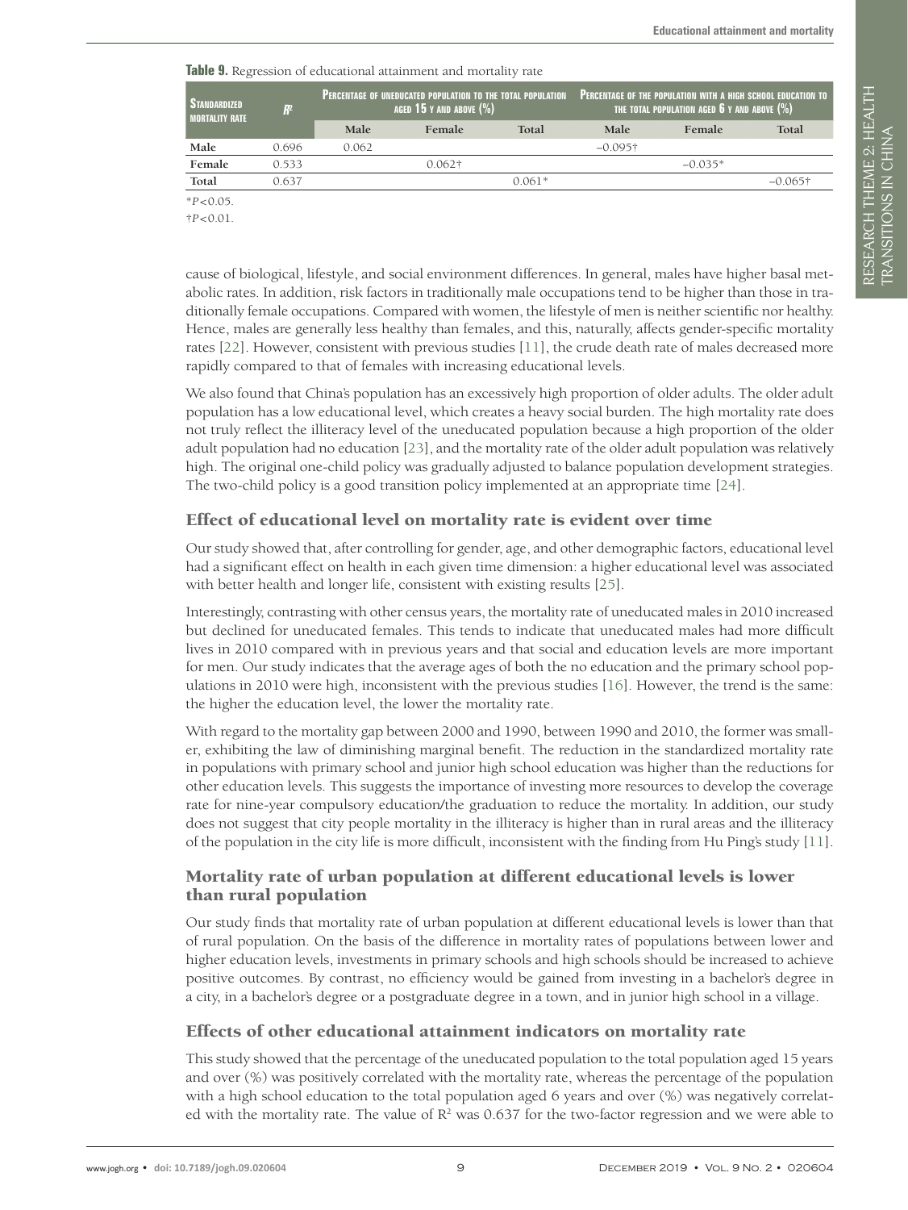**Table 9.** Regression of educational attainment and mortality rate

| Standardized mortality rate | $R^2$ | Percentage of uneducated population to the total population aged 15 y and above (%) | | | Percentage of the population with a high school education to the total population aged 6 y and above (%) | | |
|---|---|---|---|---|---|---|---|
| | | Male | Female | Total | Male | Female | Total |
| Male | 0.696 | 0.062 | | | –0.095† | | |
| Female | 0.533 | | 0.062† | | | –0.035* | |
| Total | 0.637 | | | 0.061* | | | –0.065† |

*$P<0.05$.

†$P<0.01$.

cause of biological, lifestyle, and social environment differences. In general, males have higher basal metabolic rates. In addition, risk factors in traditionally male occupations tend to be higher than those in traditionally female occupations. Compared with women, the lifestyle of men is neither scientific nor healthy. Hence, males are generally less healthy than females, and this, naturally, affects gender-specific mortality rates [22]. However, consistent with previous studies [11], the crude death rate of males decreased more rapidly compared to that of females with increasing educational levels.

We also found that China's population has an excessively high proportion of older adults. The older adult population has a low educational level, which creates a heavy social burden. The high mortality rate does not truly reflect the illiteracy level of the uneducated population because a high proportion of the older adult population had no education [23], and the mortality rate of the older adult population was relatively high. The original one-child policy was gradually adjusted to balance population development strategies. The two-child policy is a good transition policy implemented at an appropriate time [24].

## Effect of educational level on mortality rate is evident over time

Our study showed that, after controlling for gender, age, and other demographic factors, educational level had a significant effect on health in each given time dimension: a higher educational level was associated with better health and longer life, consistent with existing results [25].

Interestingly, contrasting with other census years, the mortality rate of uneducated males in 2010 increased but declined for uneducated females. This tends to indicate that uneducated males had more difficult lives in 2010 compared with in previous years and that social and education levels are more important for men. Our study indicates that the average ages of both the no education and the primary school populations in 2010 were high, inconsistent with the previous studies [16]. However, the trend is the same: the higher the education level, the lower the mortality rate.

With regard to the mortality gap between 2000 and 1990, between 1990 and 2010, the former was smaller, exhibiting the law of diminishing marginal benefit. The reduction in the standardized mortality rate in populations with primary school and junior high school education was higher than the reductions for other education levels. This suggests the importance of investing more resources to develop the coverage rate for nine-year compulsory education/the graduation to reduce the mortality. In addition, our study does not suggest that city people mortality in the illiteracy is higher than in rural areas and the illiteracy of the population in the city life is more difficult, inconsistent with the finding from Hu Ping's study [11].

## Mortality rate of urban population at different educational levels is lower than rural population

Our study finds that mortality rate of urban population at different educational levels is lower than that of rural population. On the basis of the difference in mortality rates of populations between lower and higher education levels, investments in primary schools and high schools should be increased to achieve positive outcomes. By contrast, no efficiency would be gained from investing in a bachelor's degree in a city, in a bachelor's degree or a postgraduate degree in a town, and in junior high school in a village.

## Effects of other educational attainment indicators on mortality rate

This study showed that the percentage of the uneducated population to the total population aged 15 years and over (%) was positively correlated with the mortality rate, whereas the percentage of the population with a high school education to the total population aged 6 years and over (%) was negatively correlated with the mortality rate. The value of $R^2$ was 0.637 for the two-factor regression and we were able to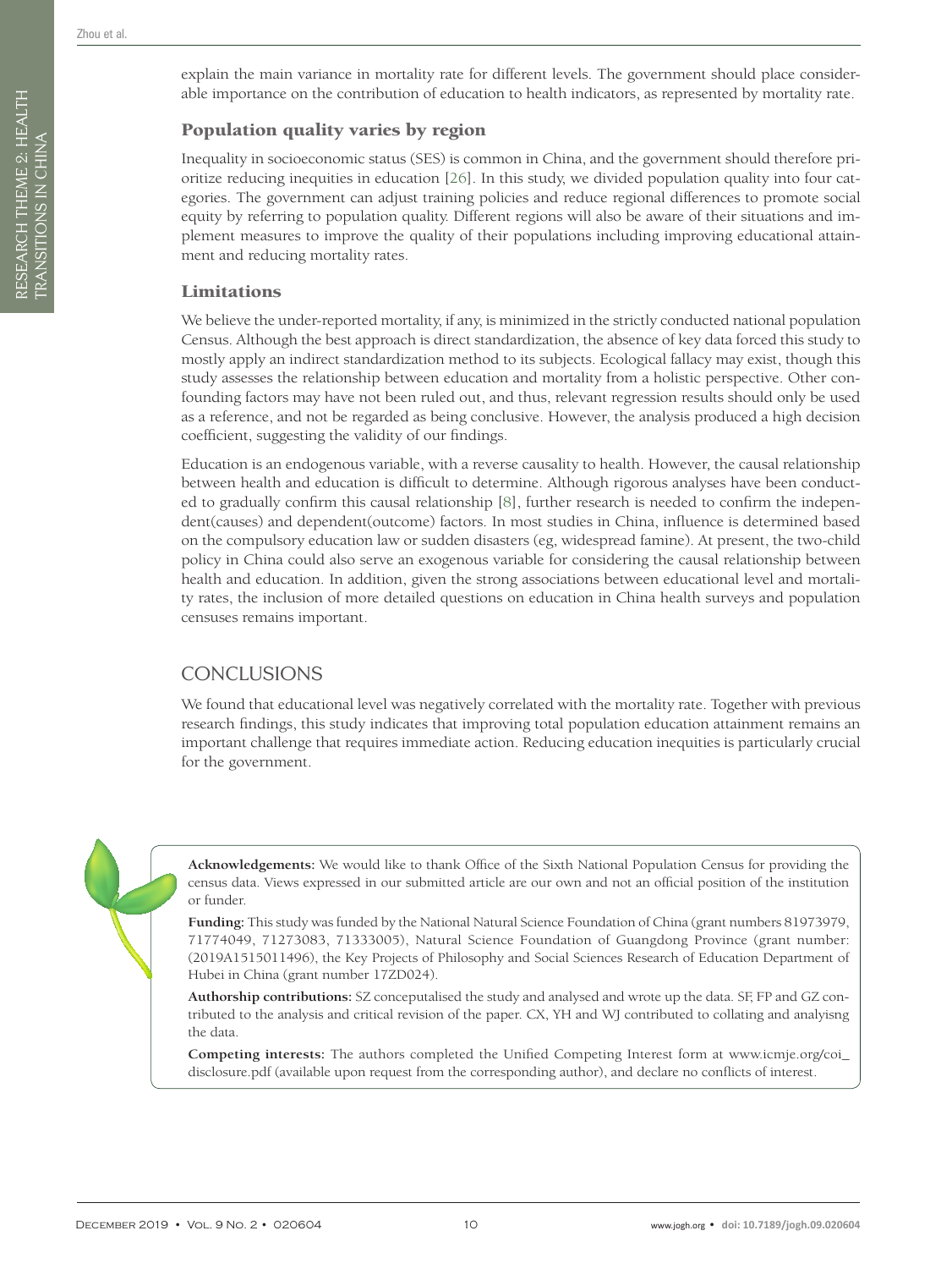explain the main variance in mortality rate for different levels. The government should place considerable importance on the contribution of education to health indicators, as represented by mortality rate.

### Population quality varies by region

Inequality in socioeconomic status (SES) is common in China, and the government should therefore prioritize reducing inequities in education [26]. In this study, we divided population quality into four categories. The government can adjust training policies and reduce regional differences to promote social equity by referring to population quality. Different regions will also be aware of their situations and implement measures to improve the quality of their populations including improving educational attainment and reducing mortality rates.

### Limitations

We believe the under-reported mortality, if any, is minimized in the strictly conducted national population Census. Although the best approach is direct standardization, the absence of key data forced this study to mostly apply an indirect standardization method to its subjects. Ecological fallacy may exist, though this study assesses the relationship between education and mortality from a holistic perspective. Other confounding factors may have not been ruled out, and thus, relevant regression results should only be used as a reference, and not be regarded as being conclusive. However, the analysis produced a high decision coefficient, suggesting the validity of our findings.

Education is an endogenous variable, with a reverse causality to health. However, the causal relationship between health and education is difficult to determine. Although rigorous analyses have been conducted to gradually confirm this causal relationship [8], further research is needed to confirm the independent(causes) and dependent(outcome) factors. In most studies in China, influence is determined based on the compulsory education law or sudden disasters (eg, widespread famine). At present, the two-child policy in China could also serve an exogenous variable for considering the causal relationship between health and education. In addition, given the strong associations between educational level and mortality rates, the inclusion of more detailed questions on education in China health surveys and population censuses remains important.

## CONCLUSIONS

We found that educational level was negatively correlated with the mortality rate. Together with previous research findings, this study indicates that improving total population education attainment remains an important challenge that requires immediate action. Reducing education inequities is particularly crucial for the government.

**Acknowledgements:** We would like to thank Office of the Sixth National Population Census for providing the census data. Views expressed in our submitted article are our own and not an official position of the institution or funder.

**Funding:** This study was funded by the National Natural Science Foundation of China (grant numbers 81973979, 71774049, 71273083, 71333005), Natural Science Foundation of Guangdong Province (grant number: (2019A1515011496), the Key Projects of Philosophy and Social Sciences Research of Education Department of Hubei in China (grant number 17ZD024).

**Authorship contributions:** SZ conceptualised the study and analysed and wrote up the data. SF, FP and GZ contributed to the analysis and critical revision of the paper. CX, YH and WJ contributed to collating and analyisng the data.

**Competing interests:** The authors completed the Unified Competing Interest form at www.icmje.org/coi_disclosure.pdf (available upon request from the corresponding author), and declare no conflicts of interest.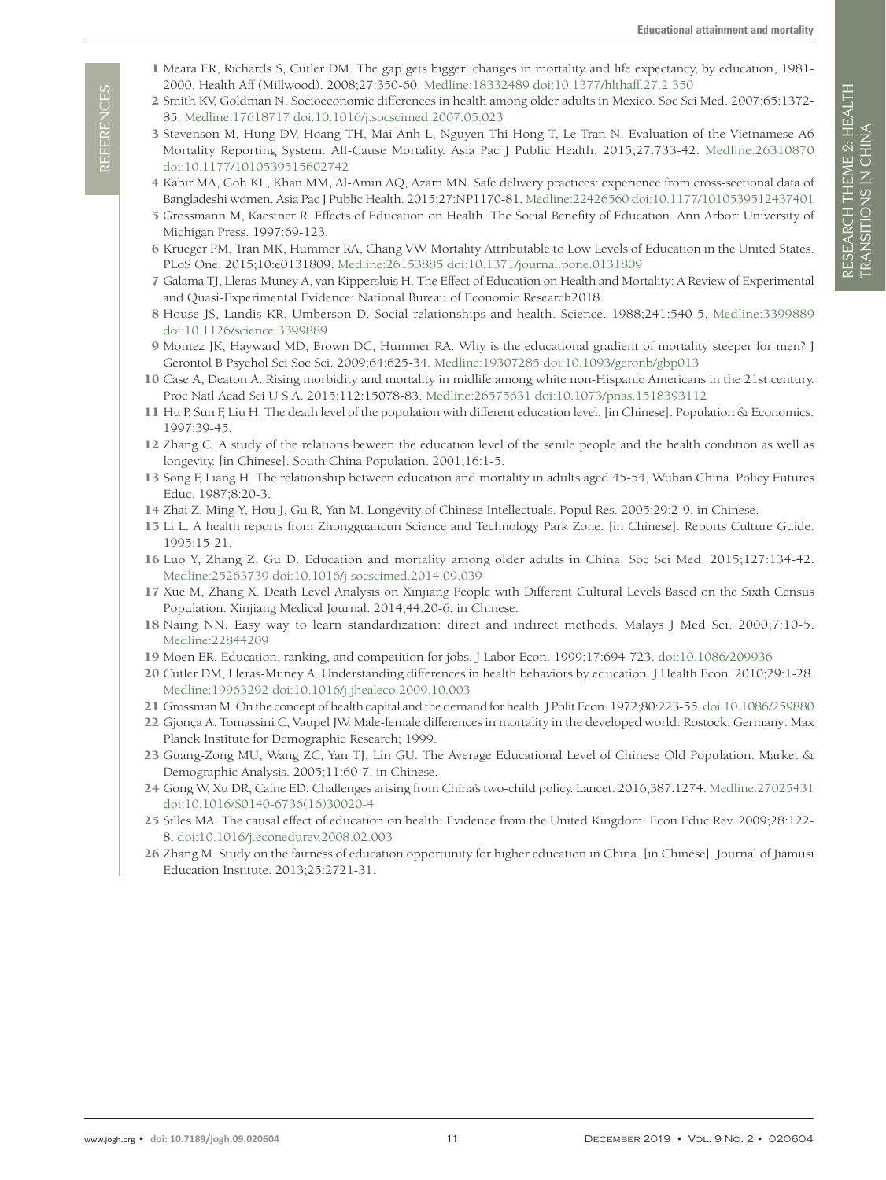1. Meara ER, Richards S, Cutler DM. The gap gets bigger: changes in mortality and life expectancy, by education, 1981-2000. Health Aff (Millwood). 2008;27:350-60. Medline:18332489 doi:10.1377/hlthaff.27.2.350
2. Smith KV, Goldman N. Socioeconomic differences in health among older adults in Mexico. Soc Sci Med. 2007;65:1372-85. Medline:17618717 doi:10.1016/j.socscimed.2007.05.023
3. Stevenson M, Hung DV, Hoang TH, Mai Anh L, Nguyen Thi Hong T, Le Tran N. Evaluation of the Vietnamese A6 Mortality Reporting System: All-Cause Mortality. Asia Pac J Public Health. 2015;27:733-42. Medline:26310870 doi:10.1177/1010539515602742
4. Kabir MA, Goh KL, Khan MM, Al-Amin AQ, Azam MN. Safe delivery practices: experience from cross-sectional data of Bangladeshi women. Asia Pac J Public Health. 2015;27:NP1170-81. Medline:22426560 doi:10.1177/1010539512437401
5. Grossmann M, Kaestner R. Effects of Education on Health. The Social Benefity of Education. Ann Arbor: University of Michigan Press. 1997:69-123.
6. Krueger PM, Tran MK, Hummer RA, Chang VW. Mortality Attributable to Low Levels of Education in the United States. PLoS One. 2015;10:e0131809. Medline:26153885 doi:10.1371/journal.pone.0131809
7. Galama TJ, Lleras-Muney A, van Kippersluis H. The Effect of Education on Health and Mortality: A Review of Experimental and Quasi-Experimental Evidence: National Bureau of Economic Research2018.
8. House JS, Landis KR, Umberson D. Social relationships and health. Science. 1988;241:540-5. Medline:3399889 doi:10.1126/science.3399889
9. Montez JK, Hayward MD, Brown DC, Hummer RA. Why is the educational gradient of mortality steeper for men? J Gerontol B Psychol Sci Soc Sci. 2009;64:625-34. Medline:19307285 doi:10.1093/geronb/gbp013
10. Case A, Deaton A. Rising morbidity and mortality in midlife among white non-Hispanic Americans in the 21st century. Proc Natl Acad Sci U S A. 2015;112:15078-83. Medline:26575631 doi:10.1073/pnas.1518393112
11. Hu P, Sun F, Liu H. The death level of the population with different education level. [in Chinese]. Population & Economics. 1997:39-45.
12. Zhang C. A study of the relations beween the education level of the senile people and the health condition as well as longevity. [in Chinese]. South China Population. 2001;16:1-5.
13. Song F, Liang H. The relationship between education and mortality in adults aged 45-54, Wuhan China. Policy Futures Educ. 1987;8:20-3.
14. Zhai Z, Ming Y, Hou J, Gu R, Yan M. Longevity of Chinese Intellectuals. Popul Res. 2005;29:2-9. in Chinese.
15. Li L. A health reports from Zhongguancun Science and Technology Park Zone. [in Chinese]. Reports Culture Guide. 1995:15-21.
16. Luo Y, Zhang Z, Gu D. Education and mortality among older adults in China. Soc Sci Med. 2015;127:134-42. Medline:25263739 doi:10.1016/j.socscimed.2014.09.039
17. Xue M, Zhang X. Death Level Analysis on Xinjiang People with Different Cultural Levels Based on the Sixth Census Population. Xinjiang Medical Journal. 2014;44:20-6. in Chinese.
18. Naing NN. Easy way to learn standardization: direct and indirect methods. Malays J Med Sci. 2000;7:10-5. Medline:22844209
19. Moen ER. Education, ranking, and competition for jobs. J Labor Econ. 1999;17:694-723. doi:10.1086/209936
20. Cutler DM, Lleras-Muney A. Understanding differences in health behaviors by education. J Health Econ. 2010;29:1-28. Medline:19963292 doi:10.1016/j.jhealeco.2009.10.003
21. Grossman M. On the concept of health capital and the demand for health. J Polit Econ. 1972;80:223-55. doi:10.1086/259880
22. Gjonça A, Tomassini C, Vaupel JW. Male-female differences in mortality in the developed world: Rostock, Germany: Max Planck Institute for Demographic Research; 1999.
23. Guang-Zong MU, Wang ZC, Yan TJ, Lin GU. The Average Educational Level of Chinese Old Population. Market & Demographic Analysis. 2005;11:60-7. in Chinese.
24. Gong W, Xu DR, Caine ED. Challenges arising from China's two-child policy. Lancet. 2016;387:1274. Medline:27025431 doi:10.1016/S0140-6736(16)30020-4
25. Silles MA. The causal effect of education on health: Evidence from the United Kingdom. Econ Educ Rev. 2009;28:122-8. doi:10.1016/j.econedurev.2008.02.003
26. Zhang M. Study on the fairness of education opportunity for higher education in China. [in Chinese]. Journal of Jiamusi Education Institute. 2013;25:2721-31.